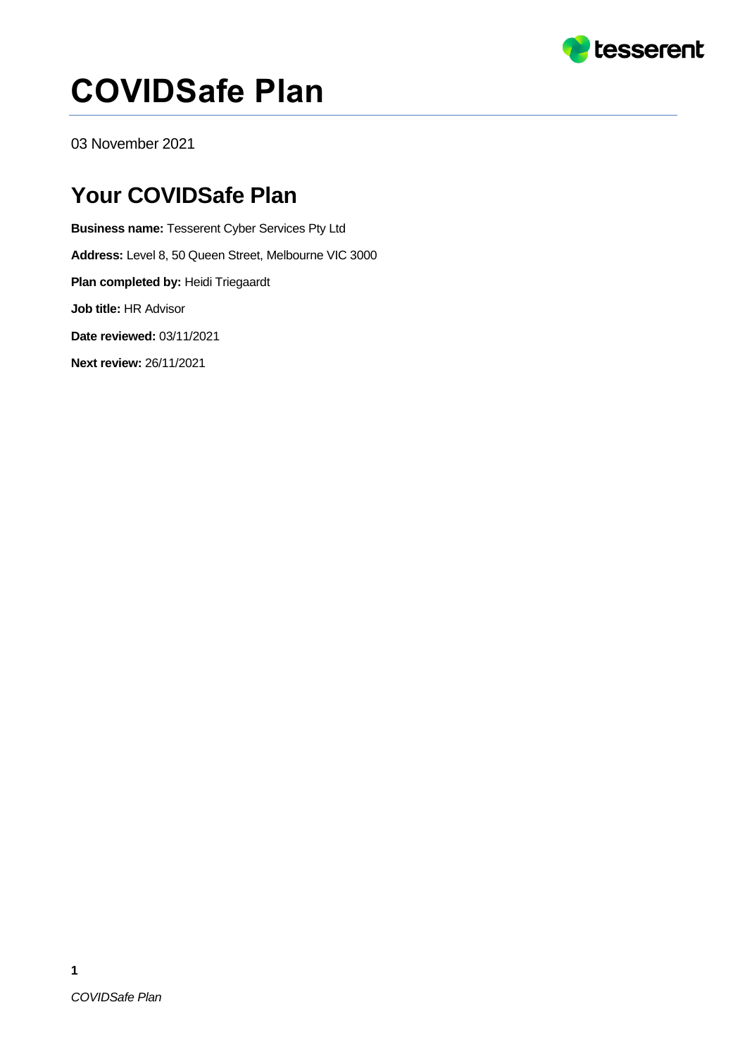# COVIDSafe Plan

03 November 2021

## Your COVIDSafe Plan

**Business name:** Tesserent Cyber Services Pty Ltd

**Address:** Level 8, 50 Queen Street, Melbourne VIC 3000

**Plan completed by:** Heidi Triegaardt

**Job title:** HR Advisor

**Date reviewed:** 03/11/2021

**Next review:** 26/11/2021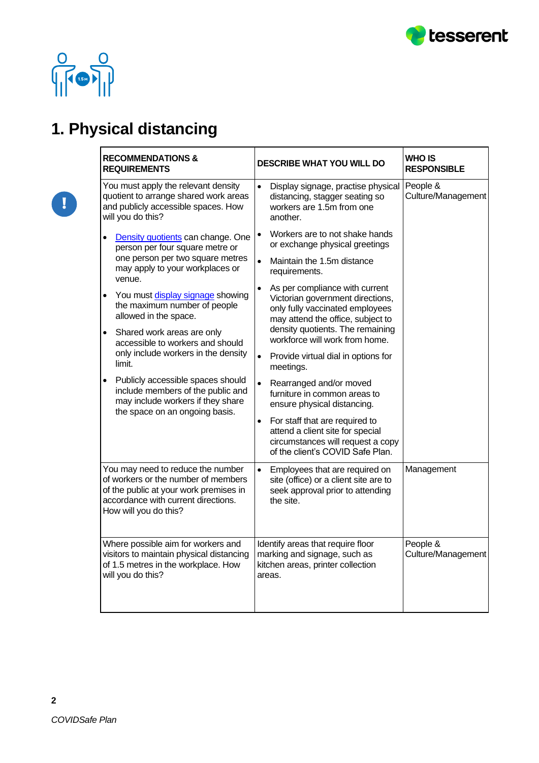# 1. Physical distancing

| RECOMMENDATIONS & REQUIREMENTS | DESCRIBE WHAT YOU WILL DO | WHO IS RESPONSIBLE |
|---|---|---|
| You must apply the relevant density quotient to arrange shared work areas and publicly accessible spaces. How will you do this?<br><br>• Density quotients can change. One person per four square metre or one person per two square metres may apply to your workplaces or venue.<br>• You must display signage showing the maximum number of people allowed in the space.<br>• Shared work areas are only accessible to workers and should only include workers in the density limit.<br>• Publicly accessible spaces should include members of the public and may include workers if they share the space on an ongoing basis. | • Display signage, practise physical distancing, stagger seating so workers are 1.5m from one another.<br>• Workers are to not shake hands or exchange physical greetings<br>• Maintain the 1.5m distance requirements.<br>• As per compliance with current Victorian government directions, only fully vaccinated employees may attend the office, subject to density quotients. The remaining workforce will work from home.<br>• Provide virtual dial in options for meetings.<br>• Rearranged and/or moved furniture in common areas to ensure physical distancing.<br>• For staff that are required to attend a client site for special circumstances will request a copy of the client's COVID Safe Plan. | People & Culture/Management |
| You may need to reduce the number of workers or the number of members of the public at your work premises in accordance with current directions. How will you do this? | • Employees that are required on site (office) or a client site are to seek approval prior to attending the site. | Management |
| Where possible aim for workers and visitors to maintain physical distancing of 1.5 metres in the workplace. How will you do this? | Identify areas that require floor marking and signage, such as kitchen areas, printer collection areas. | People & Culture/Management |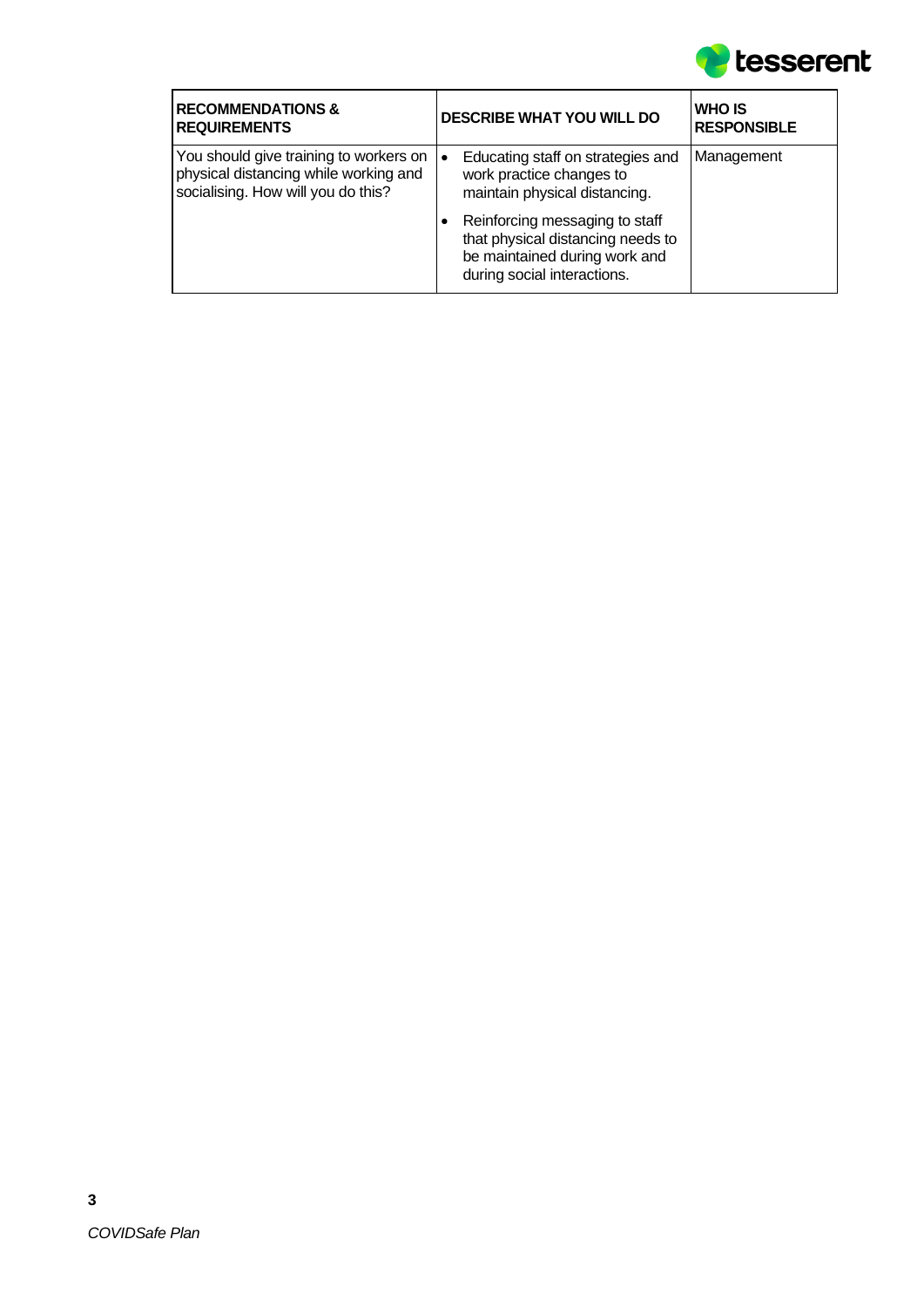| RECOMMENDATIONS & REQUIREMENTS | DESCRIBE WHAT YOU WILL DO | WHO IS RESPONSIBLE |
|---|---|---|
| You should give training to workers on physical distancing while working and socialising. How will you do this? | • Educating staff on strategies and work practice changes to maintain physical distancing.<br>• Reinforcing messaging to staff that physical distancing needs to be maintained during work and during social interactions. | Management |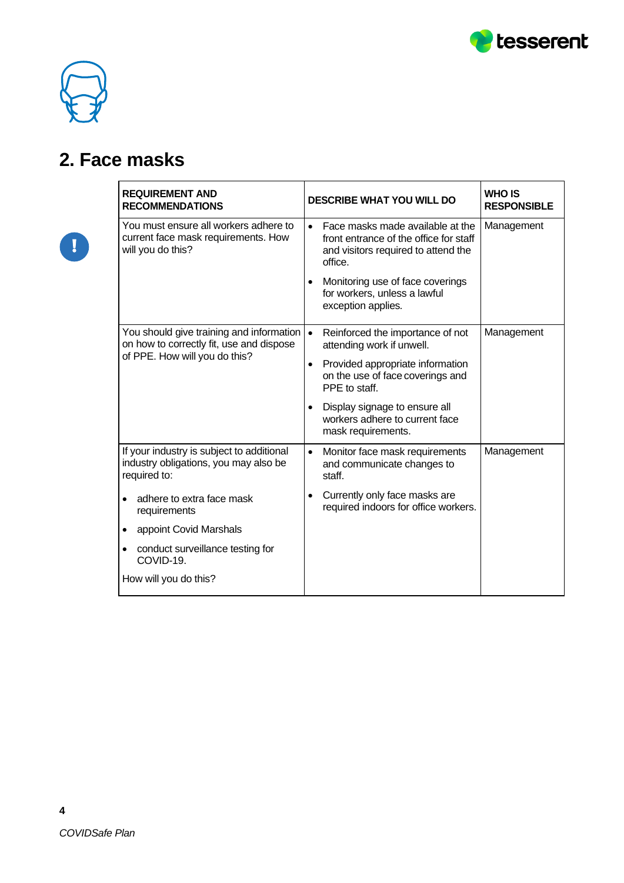## 2. Face masks

| REQUIREMENT AND RECOMMENDATIONS | DESCRIBE WHAT YOU WILL DO | WHO IS RESPONSIBLE |
|---|---|---|
| You must ensure all workers adhere to current face mask requirements. How will you do this? | • Face masks made available at the front entrance of the office for staff and visitors required to attend the office.<br>• Monitoring use of face coverings for workers, unless a lawful exception applies. | Management |
| You should give training and information on how to correctly fit, use and dispose of PPE. How will you do this? | • Reinforced the importance of not attending work if unwell.<br>• Provided appropriate information on the use of face coverings and PPE to staff.<br>• Display signage to ensure all workers adhere to current face mask requirements. | Management |
| If your industry is subject to additional industry obligations, you may also be required to:<br>• adhere to extra face mask requirements<br>• appoint Covid Marshals<br>• conduct surveillance testing for COVID-19.<br>How will you do this? | • Monitor face mask requirements and communicate changes to staff.<br>• Currently only face masks are required indoors for office workers. | Management |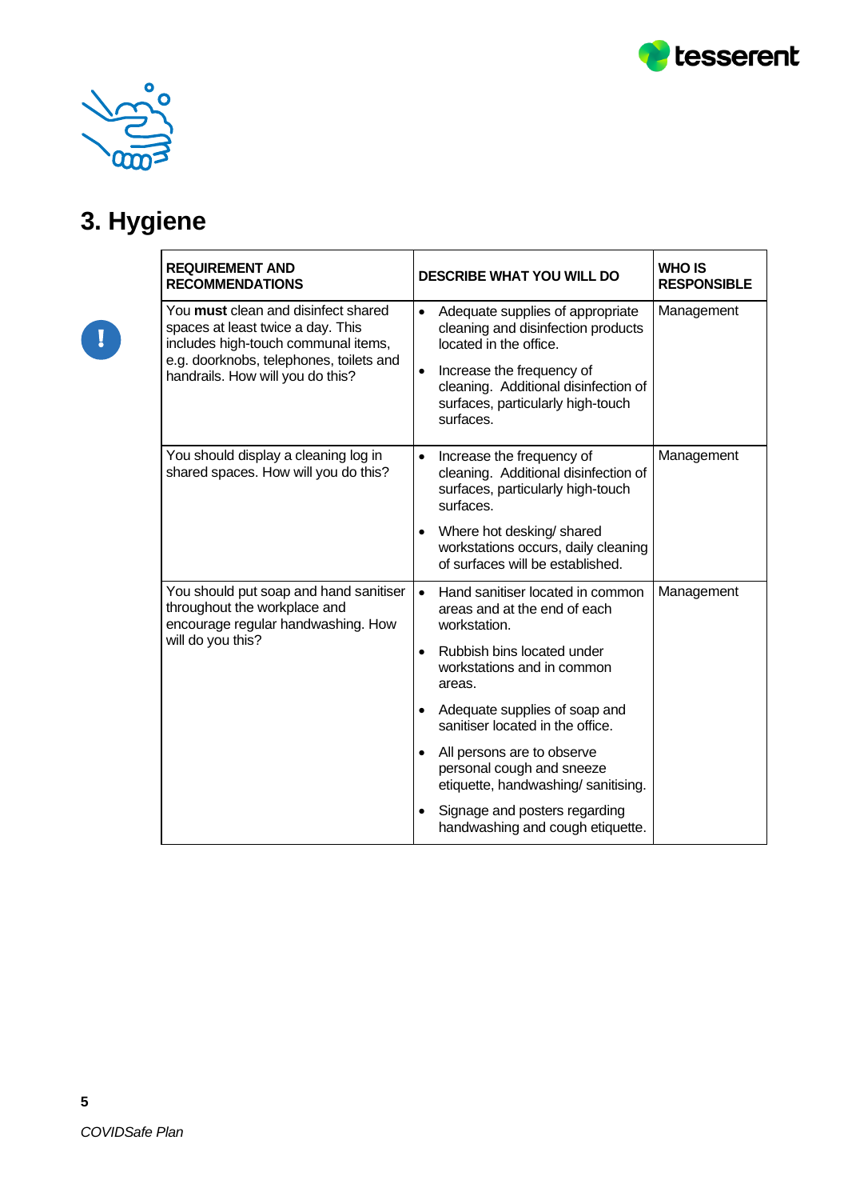# 3. Hygiene

| REQUIREMENT AND RECOMMENDATIONS | DESCRIBE WHAT YOU WILL DO | WHO IS RESPONSIBLE |
| --- | --- | --- |
| You **must** clean and disinfect shared spaces at least twice a day. This includes high-touch communal items, e.g. doorknobs, telephones, toilets and handrails. How will you do this? | • Adequate supplies of appropriate cleaning and disinfection products located in the office.<br>• Increase the frequency of cleaning. Additional disinfection of surfaces, particularly high-touch surfaces. | Management |
| You should display a cleaning log in shared spaces. How will you do this? | • Increase the frequency of cleaning. Additional disinfection of surfaces, particularly high-touch surfaces.<br>• Where hot desking/ shared workstations occurs, daily cleaning of surfaces will be established. | Management |
| You should put soap and hand sanitiser throughout the workplace and encourage regular handwashing. How will do you this? | • Hand sanitiser located in common areas and at the end of each workstation.<br>• Rubbish bins located under workstations and in common areas.<br>• Adequate supplies of soap and sanitiser located in the office.<br>• All persons are to observe personal cough and sneeze etiquette, handwashing/ sanitising.<br>• Signage and posters regarding handwashing and cough etiquette. | Management |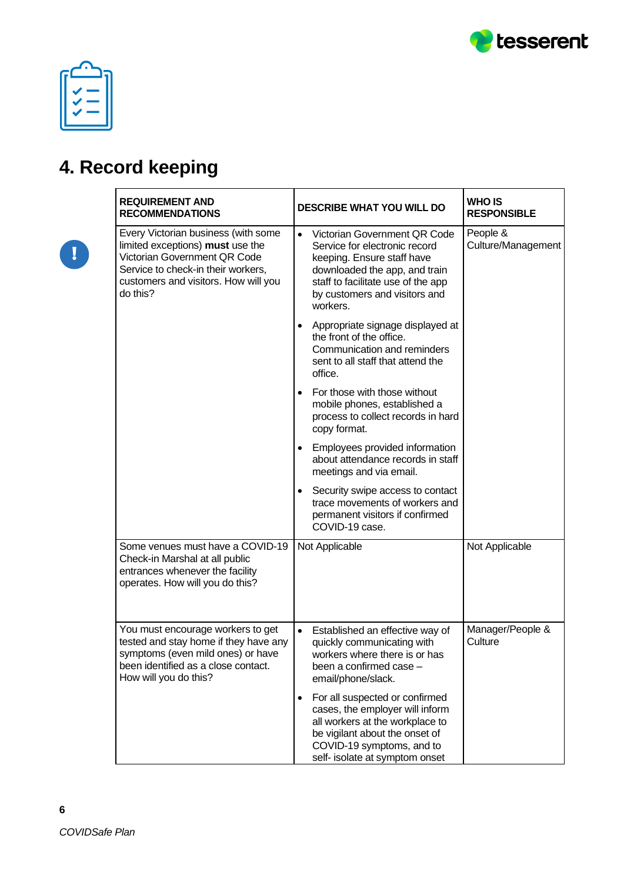# 4. Record keeping

| REQUIREMENT AND RECOMMENDATIONS | DESCRIBE WHAT YOU WILL DO | WHO IS RESPONSIBLE |
|---|---|---|
| Every Victorian business (with some limited exceptions) **must** use the Victorian Government QR Code Service to check-in their workers, customers and visitors. How will you do this? | • Victorian Government QR Code Service for electronic record keeping. Ensure staff have downloaded the app, and train staff to facilitate use of the app by customers and visitors and workers.<br>• Appropriate signage displayed at the front of the office. Communication and reminders sent to all staff that attend the office.<br>• For those with those without mobile phones, established a process to collect records in hard copy format.<br>• Employees provided information about attendance records in staff meetings and via email.<br>• Security swipe access to contact trace movements of workers and permanent visitors if confirmed COVID-19 case. | People & Culture/Management |
| Some venues must have a COVID-19 Check-in Marshal at all public entrances whenever the facility operates. How will you do this? | Not Applicable | Not Applicable |
| You must encourage workers to get tested and stay home if they have any symptoms (even mild ones) or have been identified as a close contact. How will you do this? | • Established an effective way of quickly communicating with workers where there is or has been a confirmed case – email/phone/slack.<br>• For all suspected or confirmed cases, the employer will inform all workers at the workplace to be vigilant about the onset of COVID-19 symptoms, and to self- isolate at symptom onset | Manager/People & Culture |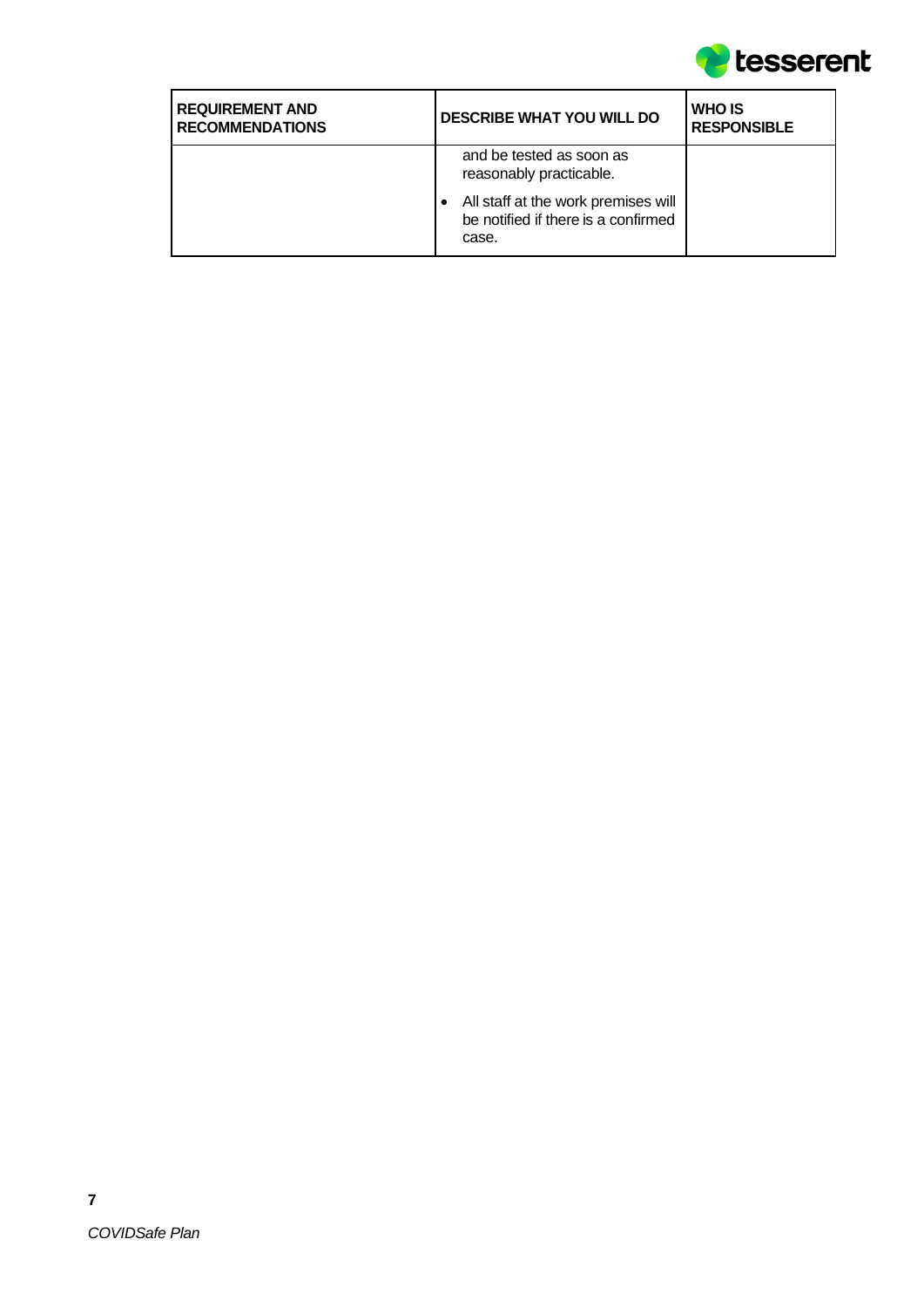| REQUIREMENT AND RECOMMENDATIONS | DESCRIBE WHAT YOU WILL DO | WHO IS RESPONSIBLE |
|---|---|---|
| | and be tested as soon as reasonably practicable.<br>• All staff at the work premises will be notified if there is a confirmed case. | |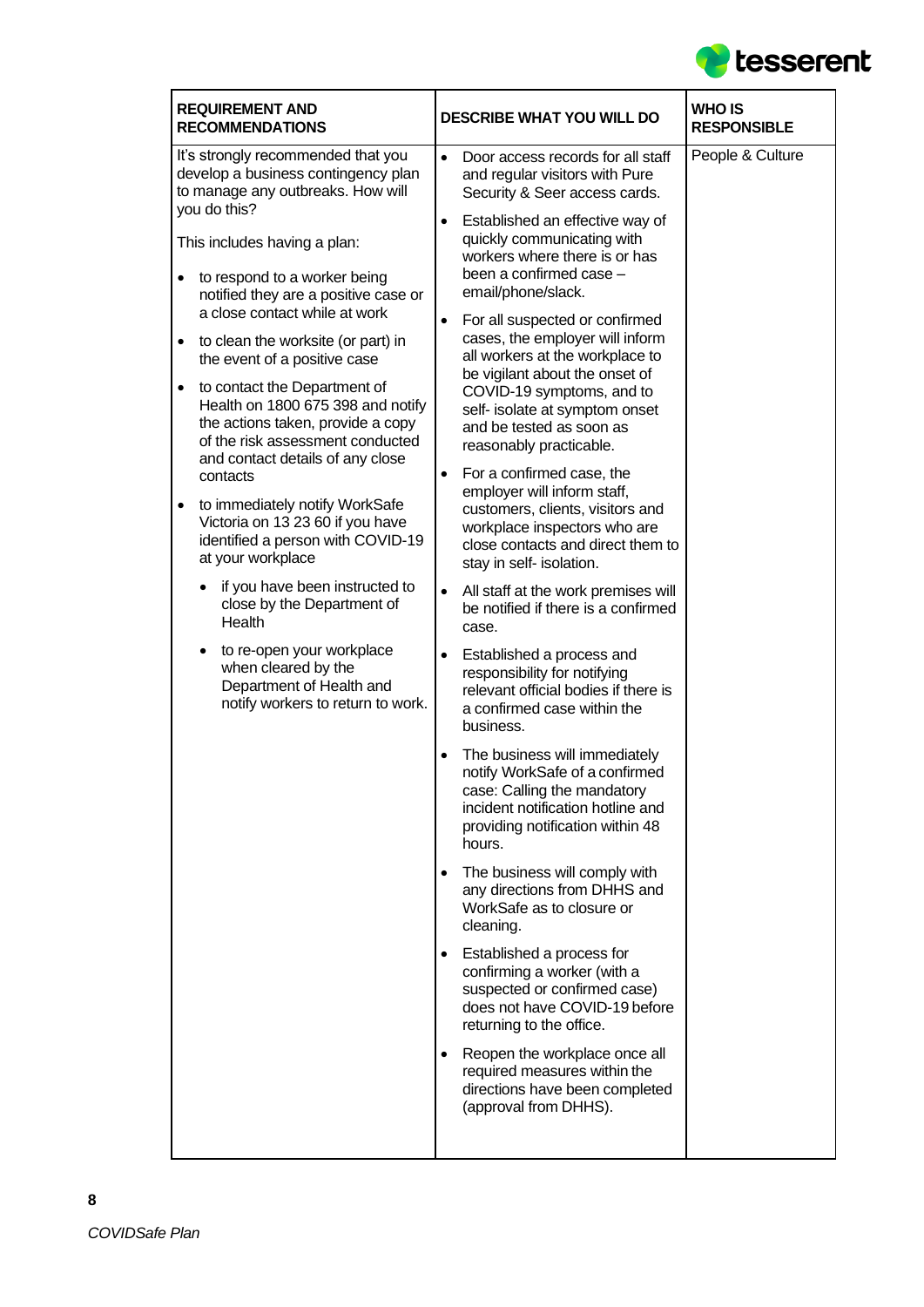| REQUIREMENT AND RECOMMENDATIONS | DESCRIBE WHAT YOU WILL DO | WHO IS RESPONSIBLE |
|---|---|---|
| It's strongly recommended that you develop a business contingency plan to manage any outbreaks. How will you do this?<br><br>This includes having a plan:<br><br>• to respond to a worker being notified they are a positive case or a close contact while at work<br>• to clean the worksite (or part) in the event of a positive case<br>• to contact the Department of Health on 1800 675 398 and notify the actions taken, provide a copy of the risk assessment conducted and contact details of any close contacts<br>• to immediately notify WorkSafe Victoria on 13 23 60 if you have identified a person with COVID-19 at your workplace<br>&nbsp;&nbsp;&nbsp;&nbsp;• if you have been instructed to close by the Department of Health<br>&nbsp;&nbsp;&nbsp;&nbsp;• to re-open your workplace when cleared by the Department of Health and notify workers to return to work. | • Door access records for all staff and regular visitors with Pure Security & Seer access cards.<br>• Established an effective way of quickly communicating with workers where there is or has been a confirmed case – email/phone/slack.<br>• For all suspected or confirmed cases, the employer will inform all workers at the workplace to be vigilant about the onset of COVID-19 symptoms, and to self- isolate at symptom onset and be tested as soon as reasonably practicable.<br>• For a confirmed case, the employer will inform staff, customers, clients, visitors and workplace inspectors who are close contacts and direct them to stay in self- isolation.<br>• All staff at the work premises will be notified if there is a confirmed case.<br>• Established a process and responsibility for notifying relevant official bodies if there is a confirmed case within the business.<br>• The business will immediately notify WorkSafe of a confirmed case: Calling the mandatory incident notification hotline and providing notification within 48 hours.<br>• The business will comply with any directions from DHHS and WorkSafe as to closure or cleaning.<br>• Established a process for confirming a worker (with a suspected or confirmed case) does not have COVID-19 before returning to the office.<br>• Reopen the workplace once all required measures within the directions have been completed (approval from DHHS). | People & Culture |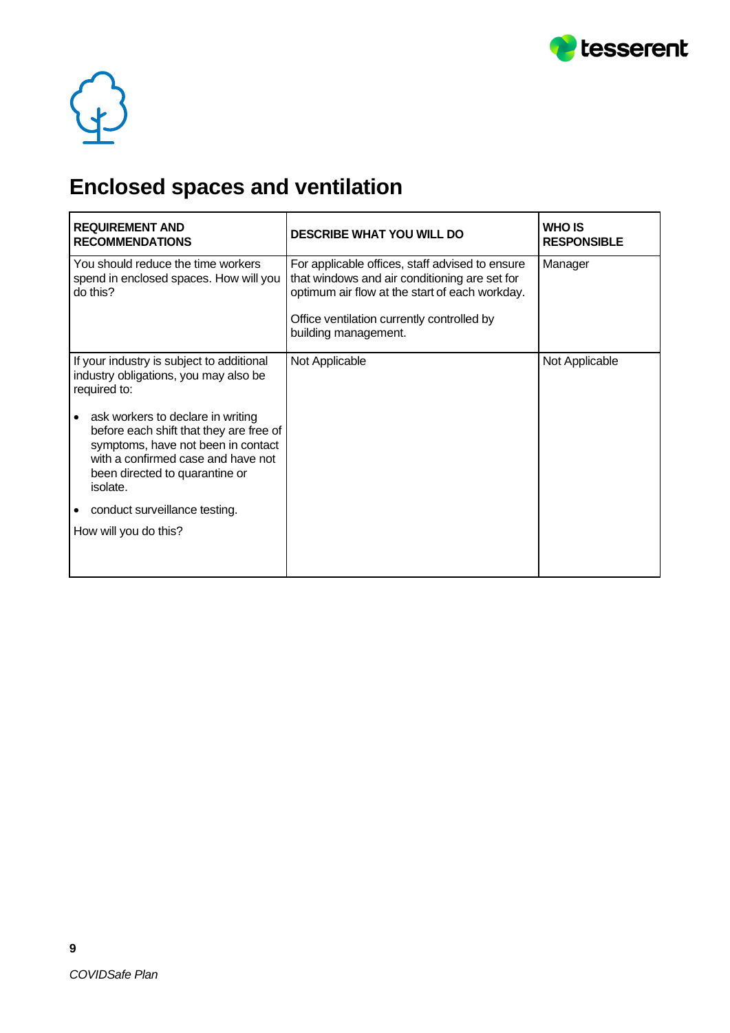# Enclosed spaces and ventilation

| REQUIREMENT AND RECOMMENDATIONS | DESCRIBE WHAT YOU WILL DO | WHO IS RESPONSIBLE |
| --- | --- | --- |
| You should reduce the time workers spend in enclosed spaces. How will you do this? | For applicable offices, staff advised to ensure that windows and air conditioning are set for optimum air flow at the start of each workday.<br><br>Office ventilation currently controlled by building management. | Manager |
| If your industry is subject to additional industry obligations, you may also be required to:<br><br>• ask workers to declare in writing before each shift that they are free of symptoms, have not been in contact with a confirmed case and have not been directed to quarantine or isolate.<br>• conduct surveillance testing.<br><br>How will you do this? | Not Applicable | Not Applicable |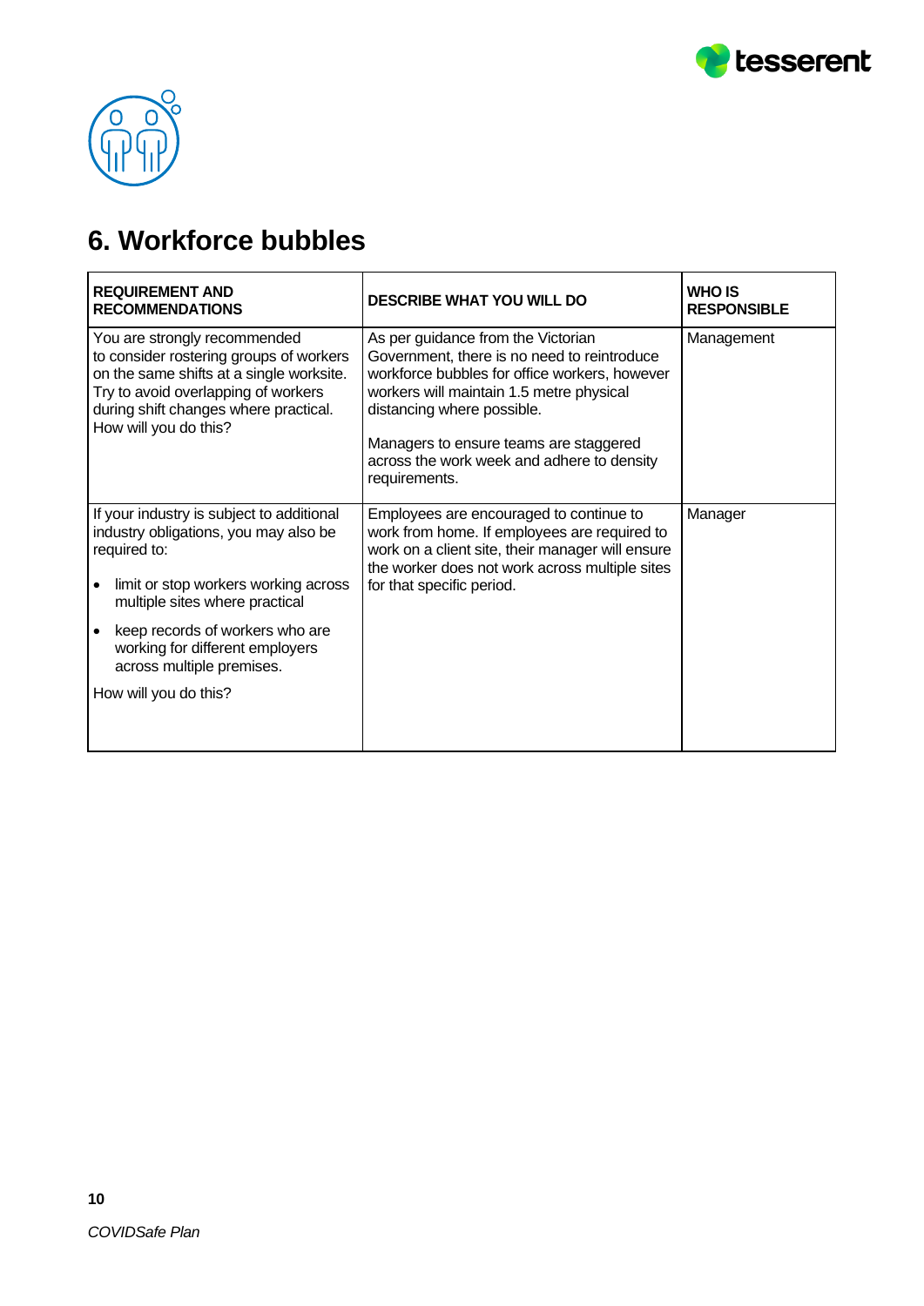# 6. Workforce bubbles

| REQUIREMENT AND RECOMMENDATIONS | DESCRIBE WHAT YOU WILL DO | WHO IS RESPONSIBLE |
|---|---|---|
| You are strongly recommended to consider rostering groups of workers on the same shifts at a single worksite. Try to avoid overlapping of workers during shift changes where practical. How will you do this? | As per guidance from the Victorian Government, there is no need to reintroduce workforce bubbles for office workers, however workers will maintain 1.5 metre physical distancing where possible.<br><br>Managers to ensure teams are staggered across the work week and adhere to density requirements. | Management |
| If your industry is subject to additional industry obligations, you may also be required to:<br>• limit or stop workers working across multiple sites where practical<br>• keep records of workers who are working for different employers across multiple premises.<br>How will you do this? | Employees are encouraged to continue to work from home. If employees are required to work on a client site, their manager will ensure the worker does not work across multiple sites for that specific period. | Manager |